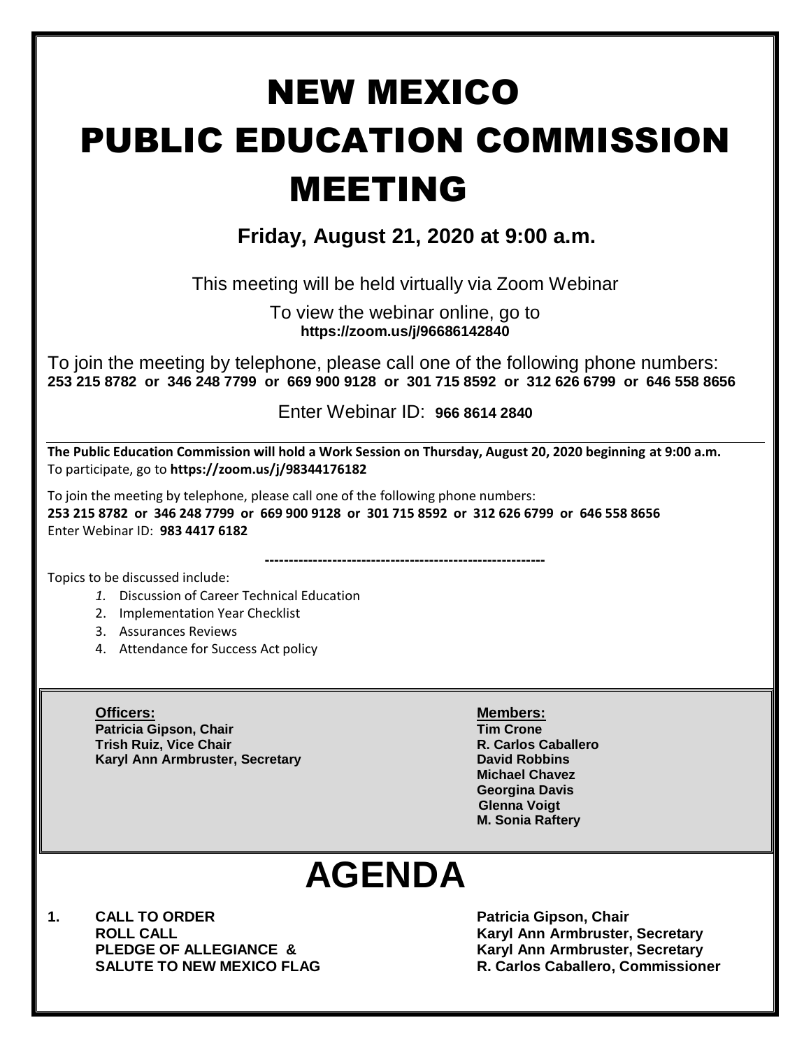# NEW MEXICO PUBLIC EDUCATION COMMISSION MEETING

**Friday, August 21, 2020 at 9:00 a.m.**

This meeting will be held virtually via Zoom Webinar

To view the webinar online, go to
**https://zoom.us/j/96686142840**

To join the meeting by telephone, please call one of the following phone numbers:
**253 215 8782 or 346 248 7799 or 669 900 9128 or 301 715 8592 or 312 626 6799 or 646 558 8656**

Enter Webinar ID: **966 8614 2840**

---

**The Public Education Commission will hold a Work Session on Thursday, August 20, 2020 beginning at 9:00 a.m.**
To participate, go to **https://zoom.us/j/98344176182**

To join the meeting by telephone, please call one of the following phone numbers:
**253 215 8782 or 346 248 7799 or 669 900 9128 or 301 715 8592 or 312 626 6799 or 646 558 8656**
Enter Webinar ID: **983 4417 6182**

---------------------------------------------------------

Topics to be discussed include:

1. Discussion of Career Technical Education
2. Implementation Year Checklist
3. Assurances Reviews
4. Attendance for Success Act policy

**Officers:**
**Patricia Gipson, Chair**
**Trish Ruiz, Vice Chair**
**Karyl Ann Armbruster, Secretary**

**Members:**
**Tim Crone**
**R. Carlos Caballero**
**David Robbins**
**Michael Chavez**
**Georgina Davis**
**Glenna Voigt**
**M. Sonia Raftery**

# AGENDA

| | | |
|---|---|---|
| **1.** | **CALL TO ORDER** | **Patricia Gipson, Chair** |
| | **ROLL CALL** | **Karyl Ann Armbruster, Secretary** |
| | **PLEDGE OF ALLEGIANCE &** | **Karyl Ann Armbruster, Secretary** |
| | **SALUTE TO NEW MEXICO FLAG** | **R. Carlos Caballero, Commissioner** |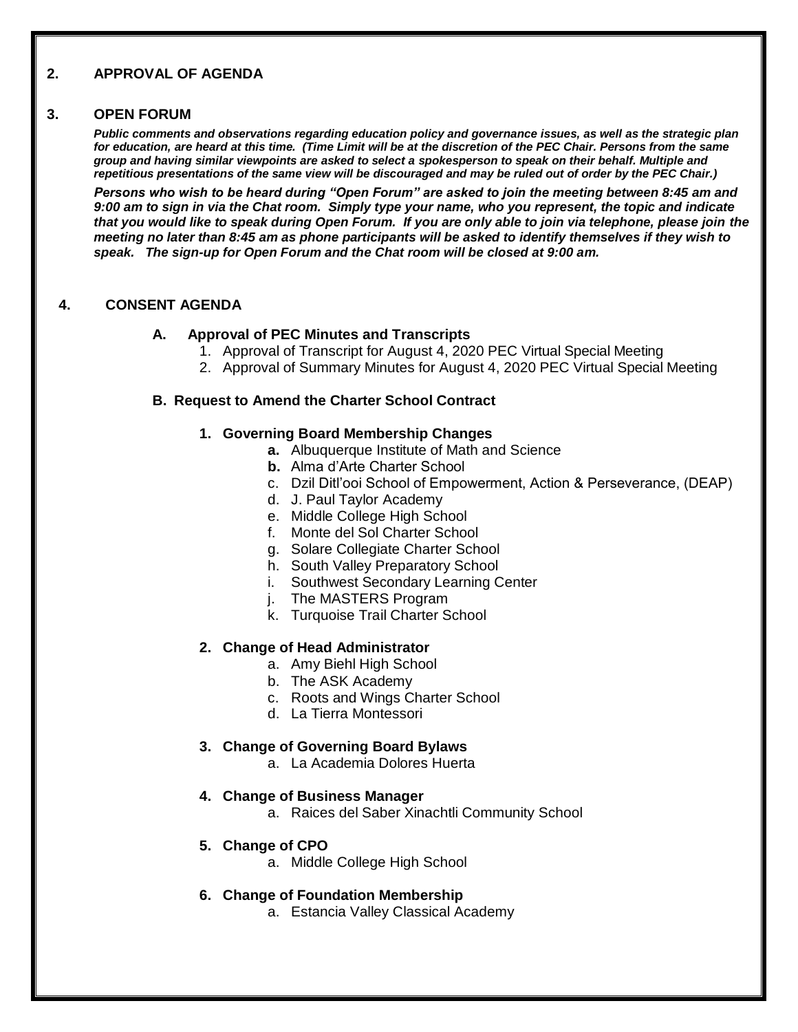## 2. APPROVAL OF AGENDA

## 3. OPEN FORUM

***Public comments and observations regarding education policy and governance issues, as well as the strategic plan for education, are heard at this time. (Time Limit will be at the discretion of the PEC Chair. Persons from the same group and having similar viewpoints are asked to select a spokesperson to speak on their behalf. Multiple and repetitious presentations of the same view will be discouraged and may be ruled out of order by the PEC Chair.)***

***Persons who wish to be heard during "Open Forum" are asked to join the meeting between 8:45 am and 9:00 am to sign in via the Chat room. Simply type your name, who you represent, the topic and indicate that you would like to speak during Open Forum. If you are only able to join via telephone, please join the meeting no later than 8:45 am as phone participants will be asked to identify themselves if they wish to speak. The sign-up for Open Forum and the Chat room will be closed at 9:00 am.***

## 4. CONSENT AGENDA

### A. Approval of PEC Minutes and Transcripts

1. Approval of Transcript for August 4, 2020 PEC Virtual Special Meeting
2. Approval of Summary Minutes for August 4, 2020 PEC Virtual Special Meeting

### B. Request to Amend the Charter School Contract

**1. Governing Board Membership Changes**

- **a.** Albuquerque Institute of Math and Science
- **b.** Alma d'Arte Charter School
- c. Dzil Ditl'ooi School of Empowerment, Action & Perseverance, (DEAP)
- d. J. Paul Taylor Academy
- e. Middle College High School
- f. Monte del Sol Charter School
- g. Solare Collegiate Charter School
- h. South Valley Preparatory School
- i. Southwest Secondary Learning Center
- j. The MASTERS Program
- k. Turquoise Trail Charter School

**2. Change of Head Administrator**

- a. Amy Biehl High School
- b. The ASK Academy
- c. Roots and Wings Charter School
- d. La Tierra Montessori

**3. Change of Governing Board Bylaws**

- a. La Academia Dolores Huerta

**4. Change of Business Manager**

- a. Raices del Saber Xinachtli Community School

**5. Change of CPO**

- a. Middle College High School

**6. Change of Foundation Membership**

- a. Estancia Valley Classical Academy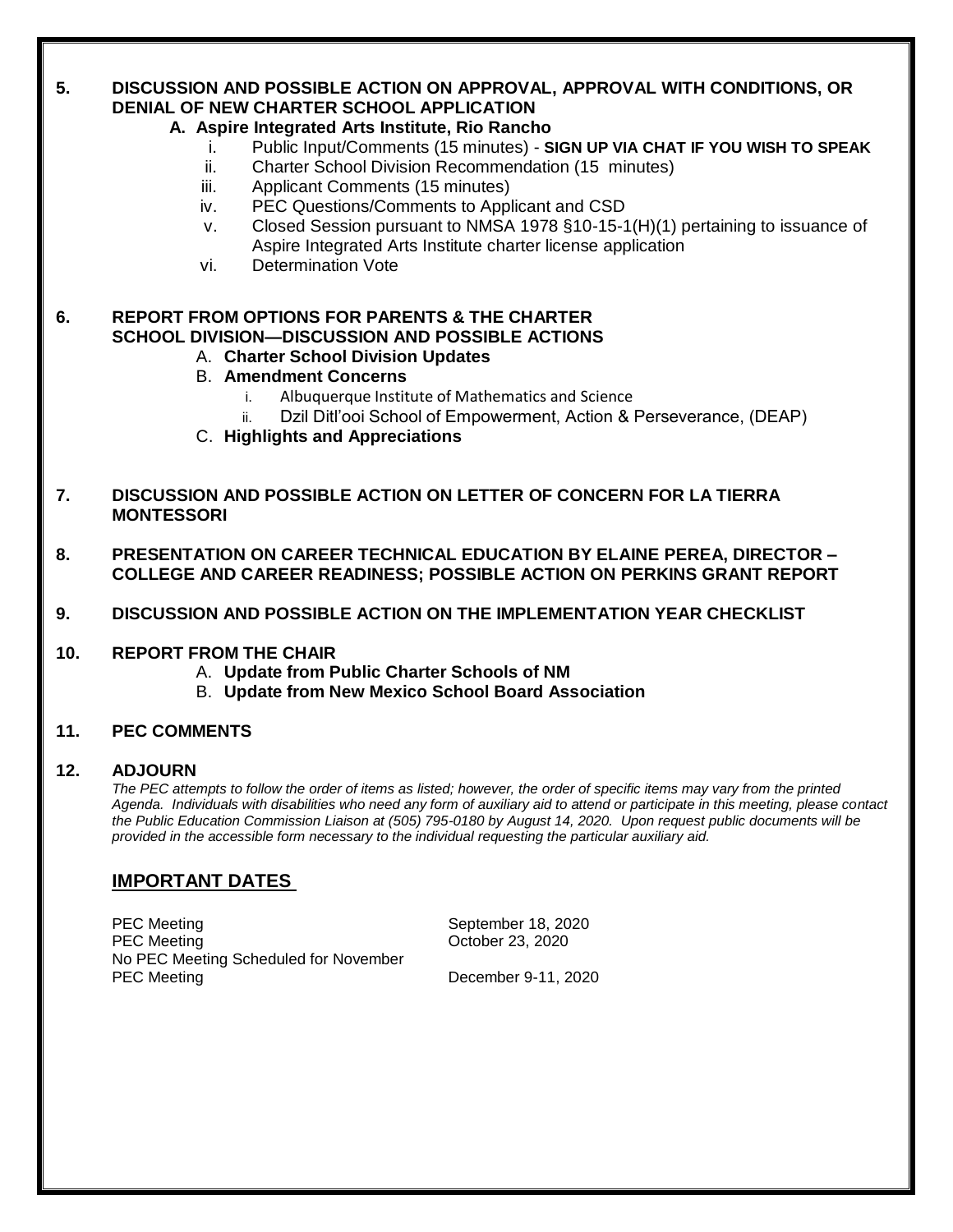**5. DISCUSSION AND POSSIBLE ACTION ON APPROVAL, APPROVAL WITH CONDITIONS, OR DENIAL OF NEW CHARTER SCHOOL APPLICATION**

**A. Aspire Integrated Arts Institute, Rio Rancho**

i. Public Input/Comments (15 minutes) - **SIGN UP VIA CHAT IF YOU WISH TO SPEAK**
ii. Charter School Division Recommendation (15 minutes)
iii. Applicant Comments (15 minutes)
iv. PEC Questions/Comments to Applicant and CSD
v. Closed Session pursuant to NMSA 1978 §10-15-1(H)(1) pertaining to issuance of Aspire Integrated Arts Institute charter license application
vi. Determination Vote

**6. REPORT FROM OPTIONS FOR PARENTS & THE CHARTER SCHOOL DIVISION—DISCUSSION AND POSSIBLE ACTIONS**

A. **Charter School Division Updates**
B. **Amendment Concerns**
   i. Albuquerque Institute of Mathematics and Science
   ii. Dzil Ditl'ooi School of Empowerment, Action & Perseverance, (DEAP)
C. **Highlights and Appreciations**

**7. DISCUSSION AND POSSIBLE ACTION ON LETTER OF CONCERN FOR LA TIERRA MONTESSORI**

**8. PRESENTATION ON CAREER TECHNICAL EDUCATION BY ELAINE PEREA, DIRECTOR – COLLEGE AND CAREER READINESS; POSSIBLE ACTION ON PERKINS GRANT REPORT**

**9. DISCUSSION AND POSSIBLE ACTION ON THE IMPLEMENTATION YEAR CHECKLIST**

**10. REPORT FROM THE CHAIR**

A. **Update from Public Charter Schools of NM**
B. **Update from New Mexico School Board Association**

**11. PEC COMMENTS**

**12. ADJOURN**

*The PEC attempts to follow the order of items as listed; however, the order of specific items may vary from the printed Agenda. Individuals with disabilities who need any form of auxiliary aid to attend or participate in this meeting, please contact the Public Education Commission Liaison at (505) 795-0180 by August 14, 2020. Upon request public documents will be provided in the accessible form necessary to the individual requesting the particular auxiliary aid.*

## IMPORTANT DATES

| | |
|---|---|
| PEC Meeting | September 18, 2020 |
| PEC Meeting | October 23, 2020 |
| No PEC Meeting Scheduled for November | |
| PEC Meeting | December 9-11, 2020 |